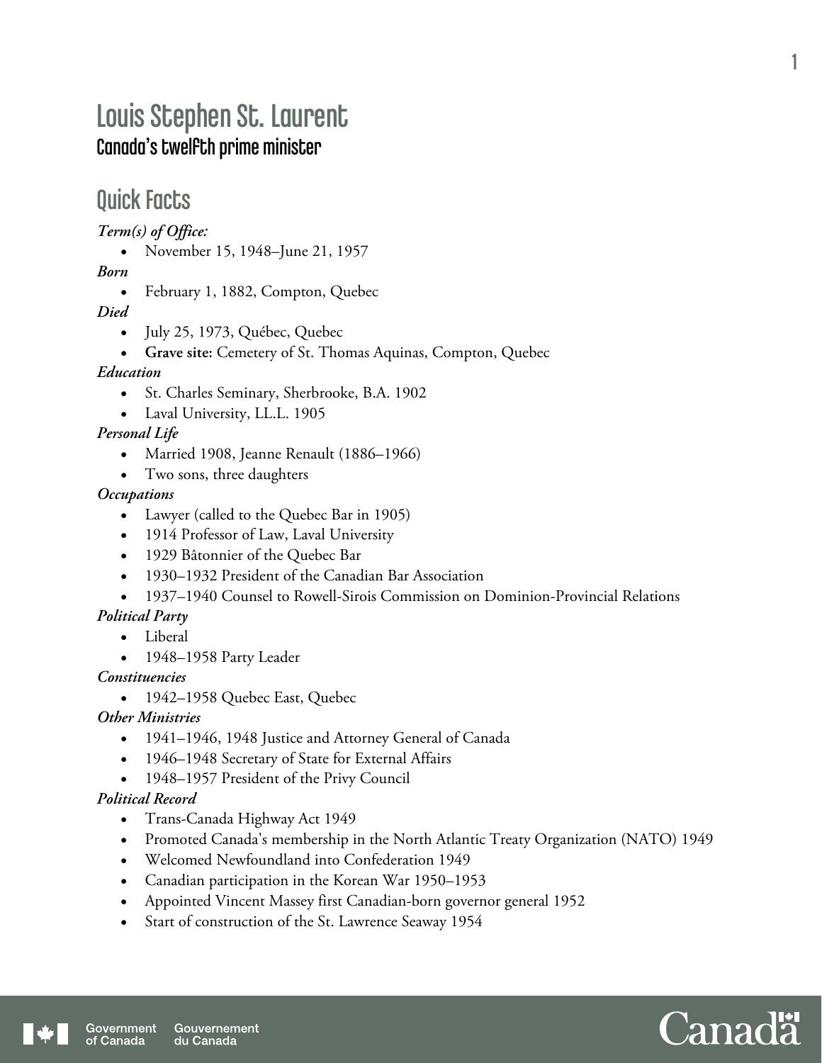# Louis Stephen St. Laurent

### Canada's twelfth prime minister

## Quick Facts

***Term(s) of Office:***

- November 15, 1948–June 21, 1957

***Born***

- February 1, 1882, Compton, Quebec

***Died***

- July 25, 1973, Québec, Quebec
- **Grave site:** Cemetery of St. Thomas Aquinas, Compton, Quebec

***Education***

- St. Charles Seminary, Sherbrooke, B.A. 1902
- Laval University, LL.L. 1905

***Personal Life***

- Married 1908, Jeanne Renault (1886–1966)
- Two sons, three daughters

***Occupations***

- Lawyer (called to the Quebec Bar in 1905)
- 1914 Professor of Law, Laval University
- 1929 Bâtonnier of the Quebec Bar
- 1930–1932 President of the Canadian Bar Association
- 1937–1940 Counsel to Rowell-Sirois Commission on Dominion-Provincial Relations

***Political Party***

- Liberal
- 1948–1958 Party Leader

***Constituencies***

- 1942–1958 Quebec East, Quebec

***Other Ministries***

- 1941–1946, 1948 Justice and Attorney General of Canada
- 1946–1948 Secretary of State for External Affairs
- 1948–1957 President of the Privy Council

***Political Record***

- Trans-Canada Highway Act 1949
- Promoted Canada's membership in the North Atlantic Treaty Organization (NATO) 1949
- Welcomed Newfoundland into Confederation 1949
- Canadian participation in the Korean War 1950–1953
- Appointed Vincent Massey first Canadian-born governor general 1952
- Start of construction of the St. Lawrence Seaway 1954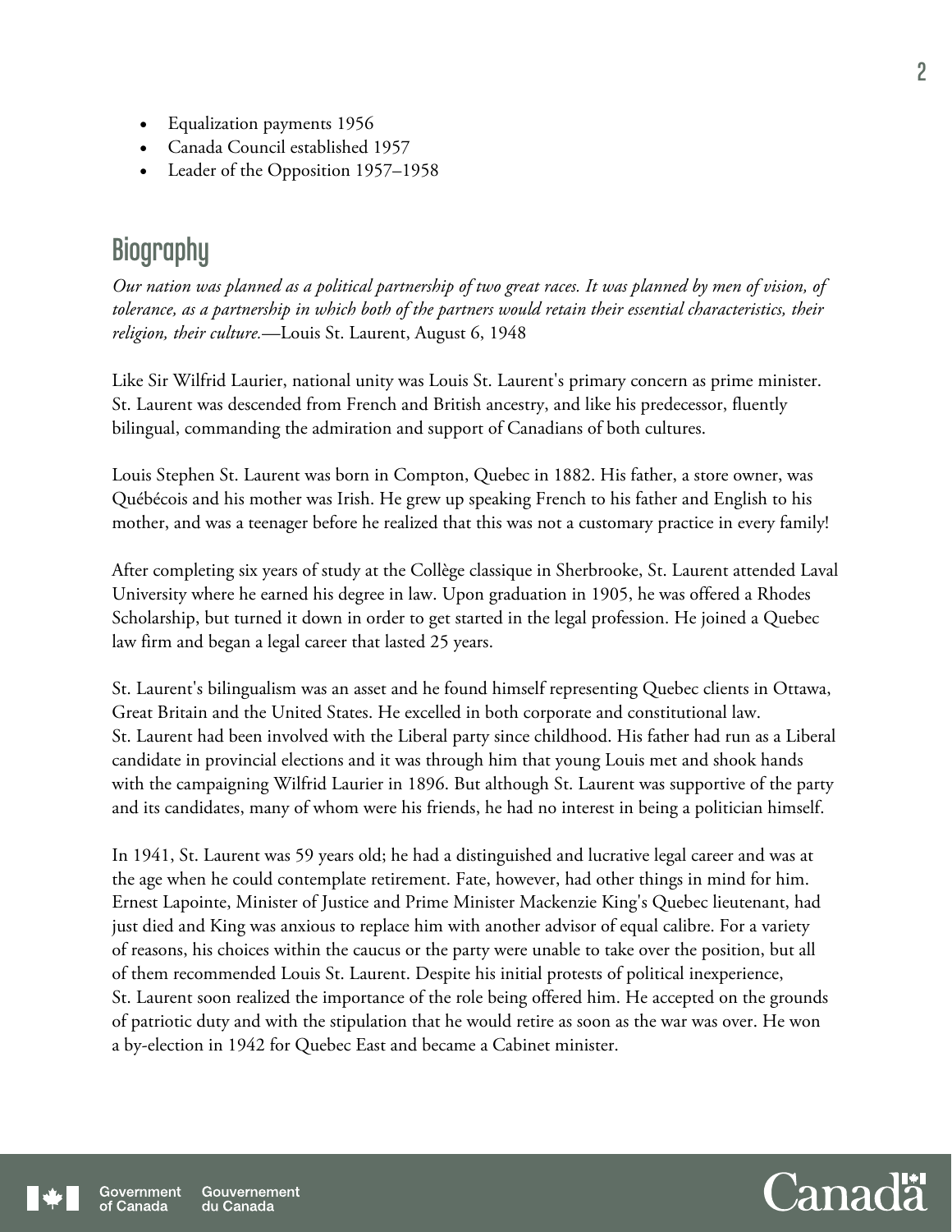- Equalization payments 1956
- Canada Council established 1957
- Leader of the Opposition 1957–1958

## Biography

*Our nation was planned as a political partnership of two great races. It was planned by men of vision, of tolerance, as a partnership in which both of the partners would retain their essential characteristics, their religion, their culture.*—Louis St. Laurent, August 6, 1948

Like Sir Wilfrid Laurier, national unity was Louis St. Laurent's primary concern as prime minister. St. Laurent was descended from French and British ancestry, and like his predecessor, fluently bilingual, commanding the admiration and support of Canadians of both cultures.

Louis Stephen St. Laurent was born in Compton, Quebec in 1882. His father, a store owner, was Québécois and his mother was Irish. He grew up speaking French to his father and English to his mother, and was a teenager before he realized that this was not a customary practice in every family!

After completing six years of study at the Collège classique in Sherbrooke, St. Laurent attended Laval University where he earned his degree in law. Upon graduation in 1905, he was offered a Rhodes Scholarship, but turned it down in order to get started in the legal profession. He joined a Quebec law firm and began a legal career that lasted 25 years.

St. Laurent's bilingualism was an asset and he found himself representing Quebec clients in Ottawa, Great Britain and the United States. He excelled in both corporate and constitutional law. St. Laurent had been involved with the Liberal party since childhood. His father had run as a Liberal candidate in provincial elections and it was through him that young Louis met and shook hands with the campaigning Wilfrid Laurier in 1896. But although St. Laurent was supportive of the party and its candidates, many of whom were his friends, he had no interest in being a politician himself.

In 1941, St. Laurent was 59 years old; he had a distinguished and lucrative legal career and was at the age when he could contemplate retirement. Fate, however, had other things in mind for him. Ernest Lapointe, Minister of Justice and Prime Minister Mackenzie King's Quebec lieutenant, had just died and King was anxious to replace him with another advisor of equal calibre. For a variety of reasons, his choices within the caucus or the party were unable to take over the position, but all of them recommended Louis St. Laurent. Despite his initial protests of political inexperience, St. Laurent soon realized the importance of the role being offered him. He accepted on the grounds of patriotic duty and with the stipulation that he would retire as soon as the war was over. He won a by-election in 1942 for Quebec East and became a Cabinet minister.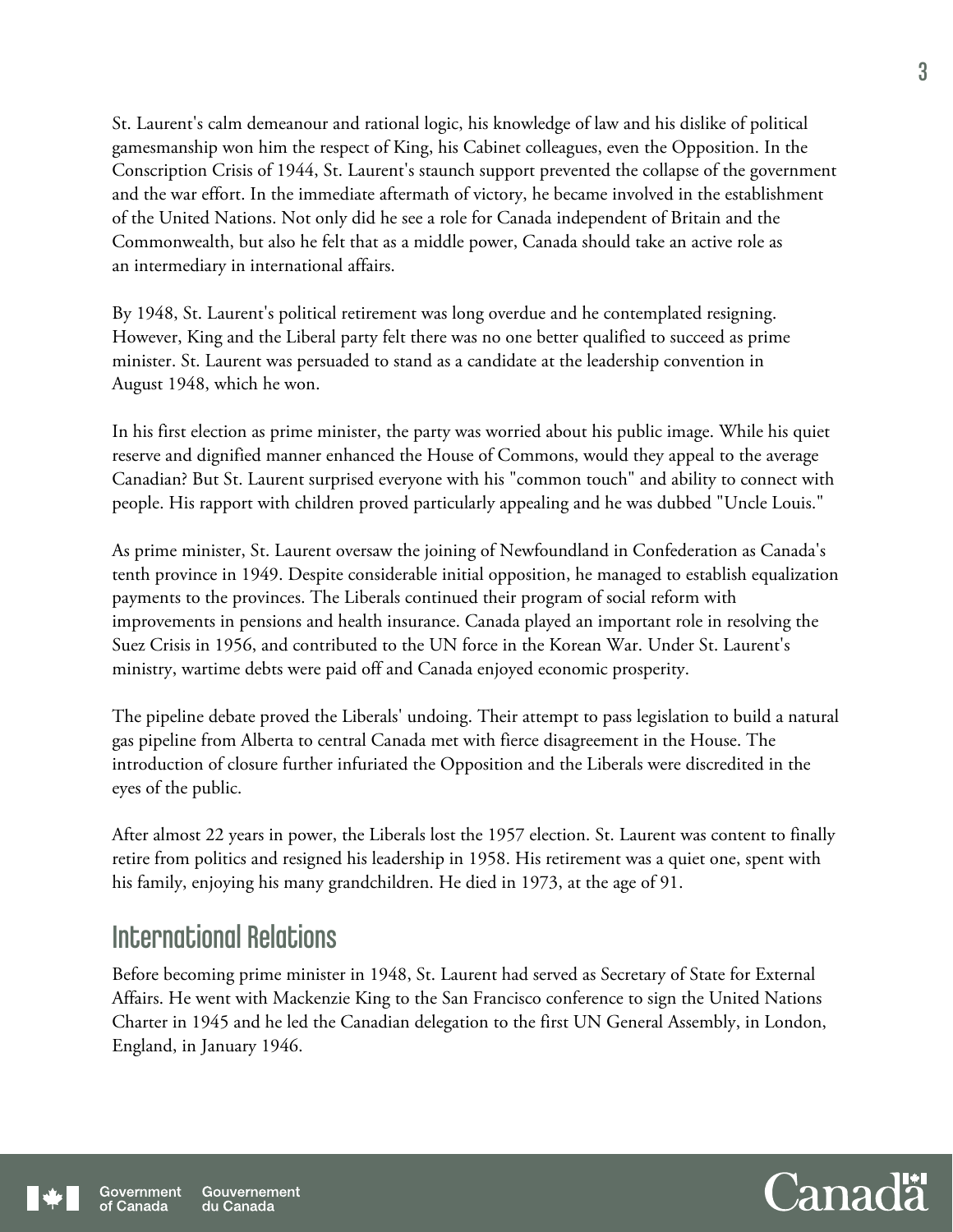St. Laurent's calm demeanour and rational logic, his knowledge of law and his dislike of political gamesmanship won him the respect of King, his Cabinet colleagues, even the Opposition. In the Conscription Crisis of 1944, St. Laurent's staunch support prevented the collapse of the government and the war effort. In the immediate aftermath of victory, he became involved in the establishment of the United Nations. Not only did he see a role for Canada independent of Britain and the Commonwealth, but also he felt that as a middle power, Canada should take an active role as an intermediary in international affairs.

By 1948, St. Laurent's political retirement was long overdue and he contemplated resigning. However, King and the Liberal party felt there was no one better qualified to succeed as prime minister. St. Laurent was persuaded to stand as a candidate at the leadership convention in August 1948, which he won.

In his first election as prime minister, the party was worried about his public image. While his quiet reserve and dignified manner enhanced the House of Commons, would they appeal to the average Canadian? But St. Laurent surprised everyone with his "common touch" and ability to connect with people. His rapport with children proved particularly appealing and he was dubbed "Uncle Louis."

As prime minister, St. Laurent oversaw the joining of Newfoundland in Confederation as Canada's tenth province in 1949. Despite considerable initial opposition, he managed to establish equalization payments to the provinces. The Liberals continued their program of social reform with improvements in pensions and health insurance. Canada played an important role in resolving the Suez Crisis in 1956, and contributed to the UN force in the Korean War. Under St. Laurent's ministry, wartime debts were paid off and Canada enjoyed economic prosperity.

The pipeline debate proved the Liberals' undoing. Their attempt to pass legislation to build a natural gas pipeline from Alberta to central Canada met with fierce disagreement in the House. The introduction of closure further infuriated the Opposition and the Liberals were discredited in the eyes of the public.

After almost 22 years in power, the Liberals lost the 1957 election. St. Laurent was content to finally retire from politics and resigned his leadership in 1958. His retirement was a quiet one, spent with his family, enjoying his many grandchildren. He died in 1973, at the age of 91.

## International Relations

Before becoming prime minister in 1948, St. Laurent had served as Secretary of State for External Affairs. He went with Mackenzie King to the San Francisco conference to sign the United Nations Charter in 1945 and he led the Canadian delegation to the first UN General Assembly, in London, England, in January 1946.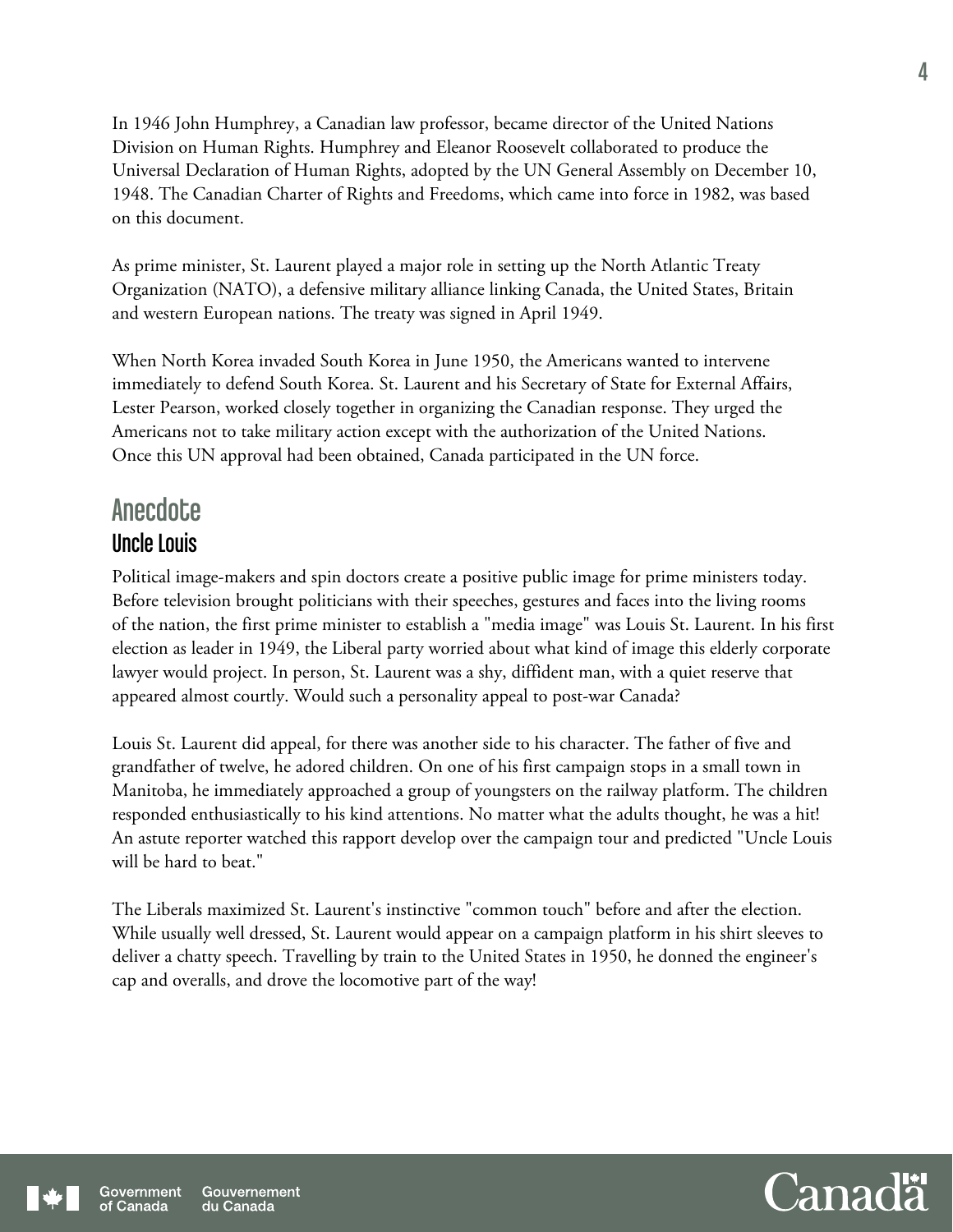In 1946 John Humphrey, a Canadian law professor, became director of the United Nations Division on Human Rights. Humphrey and Eleanor Roosevelt collaborated to produce the Universal Declaration of Human Rights, adopted by the UN General Assembly on December 10, 1948. The Canadian Charter of Rights and Freedoms, which came into force in 1982, was based on this document.

As prime minister, St. Laurent played a major role in setting up the North Atlantic Treaty Organization (NATO), a defensive military alliance linking Canada, the United States, Britain and western European nations. The treaty was signed in April 1949.

When North Korea invaded South Korea in June 1950, the Americans wanted to intervene immediately to defend South Korea. St. Laurent and his Secretary of State for External Affairs, Lester Pearson, worked closely together in organizing the Canadian response. They urged the Americans not to take military action except with the authorization of the United Nations. Once this UN approval had been obtained, Canada participated in the UN force.

## Anecdote

### Uncle Louis

Political image-makers and spin doctors create a positive public image for prime ministers today. Before television brought politicians with their speeches, gestures and faces into the living rooms of the nation, the first prime minister to establish a "media image" was Louis St. Laurent. In his first election as leader in 1949, the Liberal party worried about what kind of image this elderly corporate lawyer would project. In person, St. Laurent was a shy, diffident man, with a quiet reserve that appeared almost courtly. Would such a personality appeal to post-war Canada?

Louis St. Laurent did appeal, for there was another side to his character. The father of five and grandfather of twelve, he adored children. On one of his first campaign stops in a small town in Manitoba, he immediately approached a group of youngsters on the railway platform. The children responded enthusiastically to his kind attentions. No matter what the adults thought, he was a hit! An astute reporter watched this rapport develop over the campaign tour and predicted "Uncle Louis will be hard to beat."

The Liberals maximized St. Laurent's instinctive "common touch" before and after the election. While usually well dressed, St. Laurent would appear on a campaign platform in his shirt sleeves to deliver a chatty speech. Travelling by train to the United States in 1950, he donned the engineer's cap and overalls, and drove the locomotive part of the way!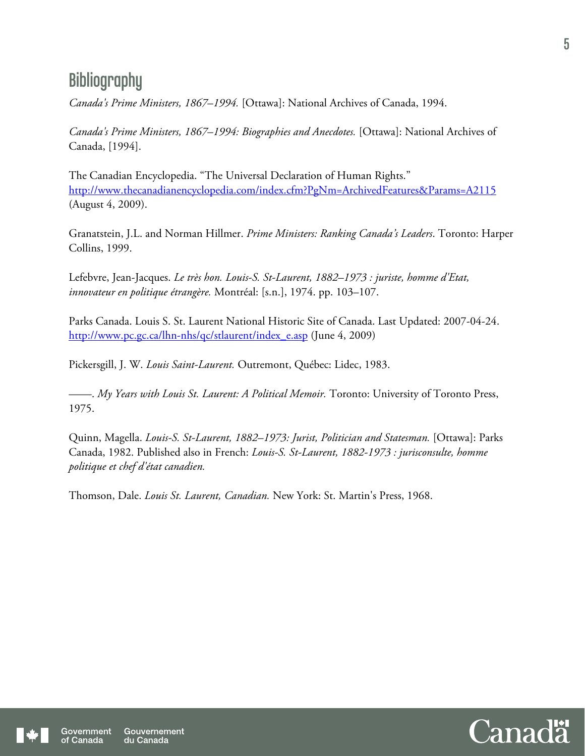## Bibliography

*Canada's Prime Ministers, 1867–1994.* [Ottawa]: National Archives of Canada, 1994.

*Canada's Prime Ministers, 1867–1994: Biographies and Anecdotes.* [Ottawa]: National Archives of Canada, [1994].

The Canadian Encyclopedia. "The Universal Declaration of Human Rights." [http://www.thecanadianencyclopedia.com/index.cfm?PgNm=ArchivedFeatures&Params=A2115](http://www.thecanadianencyclopedia.com/index.cfm?PgNm=ArchivedFeatures&Params=A2115) (August 4, 2009).

Granatstein, J.L. and Norman Hillmer. *Prime Ministers: Ranking Canada's Leaders*. Toronto: Harper Collins, 1999.

Lefebvre, Jean-Jacques. *Le très hon. Louis-S. St-Laurent, 1882–1973 : juriste, homme d'Etat, innovateur en politique étrangère.* Montréal: [s.n.], 1974. pp. 103–107.

Parks Canada. Louis S. St. Laurent National Historic Site of Canada. Last Updated: 2007-04-24. [http://www.pc.gc.ca/lhn-nhs/qc/stlaurent/index_e.asp](http://www.pc.gc.ca/lhn-nhs/qc/stlaurent/index_e.asp) (June 4, 2009)

Pickersgill, J. W. *Louis Saint-Laurent.* Outremont, Québec: Lidec, 1983.

——. *My Years with Louis St. Laurent: A Political Memoir.* Toronto: University of Toronto Press, 1975.

Quinn, Magella. *Louis-S. St-Laurent, 1882–1973: Jurist, Politician and Statesman.* [Ottawa]: Parks Canada, 1982. Published also in French: *Louis-S. St-Laurent, 1882-1973 : jurisconsulte, homme politique et chef d'état canadien.*

Thomson, Dale. *Louis St. Laurent, Canadian.* New York: St. Martin's Press, 1968.